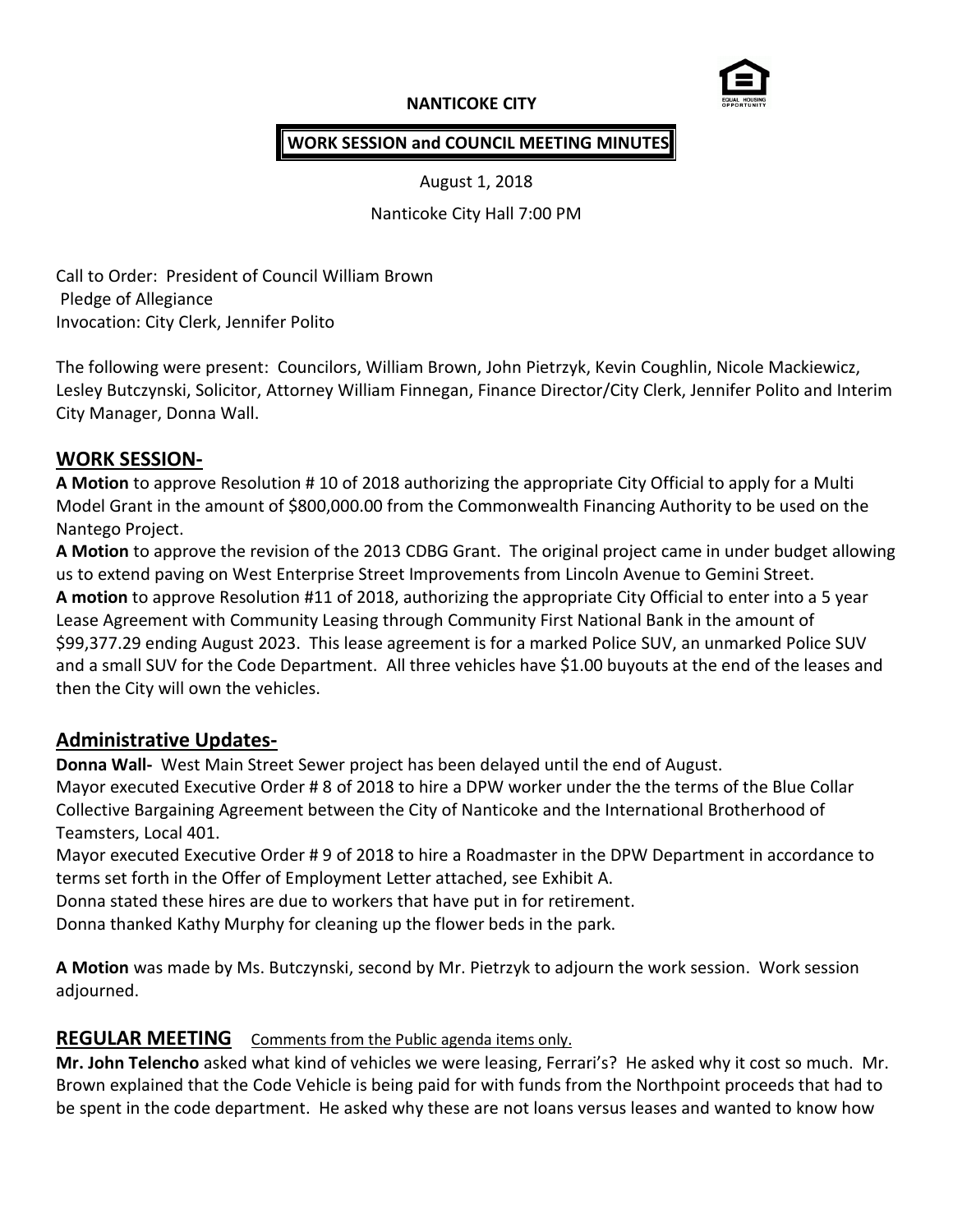**NANTICOKE CITY**

**WORK SESSION and COUNCIL MEETING MINUTES**

August 1, 2018

Nanticoke City Hall 7:00 PM

Call to Order: President of Council William Brown
Pledge of Allegiance
Invocation: City Clerk, Jennifer Polito

The following were present: Councilors, William Brown, John Pietrzyk, Kevin Coughlin, Nicole Mackiewicz, Lesley Butczynski, Solicitor, Attorney William Finnegan, Finance Director/City Clerk, Jennifer Polito and Interim City Manager, Donna Wall.

## WORK SESSION-

**A Motion** to approve Resolution # 10 of 2018 authorizing the appropriate City Official to apply for a Multi Model Grant in the amount of $800,000.00 from the Commonwealth Financing Authority to be used on the Nantego Project.

**A Motion** to approve the revision of the 2013 CDBG Grant. The original project came in under budget allowing us to extend paving on West Enterprise Street Improvements from Lincoln Avenue to Gemini Street.

**A motion** to approve Resolution #11 of 2018, authorizing the appropriate City Official to enter into a 5 year Lease Agreement with Community Leasing through Community First National Bank in the amount of $99,377.29 ending August 2023. This lease agreement is for a marked Police SUV, an unmarked Police SUV and a small SUV for the Code Department. All three vehicles have $1.00 buyouts at the end of the leases and then the City will own the vehicles.

## Administrative Updates-

**Donna Wall-** West Main Street Sewer project has been delayed until the end of August.

Mayor executed Executive Order # 8 of 2018 to hire a DPW worker under the the terms of the Blue Collar Collective Bargaining Agreement between the City of Nanticoke and the International Brotherhood of Teamsters, Local 401.

Mayor executed Executive Order # 9 of 2018 to hire a Roadmaster in the DPW Department in accordance to terms set forth in the Offer of Employment Letter attached, see Exhibit A.

Donna stated these hires are due to workers that have put in for retirement.

Donna thanked Kathy Murphy for cleaning up the flower beds in the park.

**A Motion** was made by Ms. Butczynski, second by Mr. Pietrzyk to adjourn the work session. Work session adjourned.

## REGULAR MEETING   Comments from the Public agenda items only.

**Mr. John Telencho** asked what kind of vehicles we were leasing, Ferrari's? He asked why it cost so much. Mr. Brown explained that the Code Vehicle is being paid for with funds from the Northpoint proceeds that had to be spent in the code department. He asked why these are not loans versus leases and wanted to know how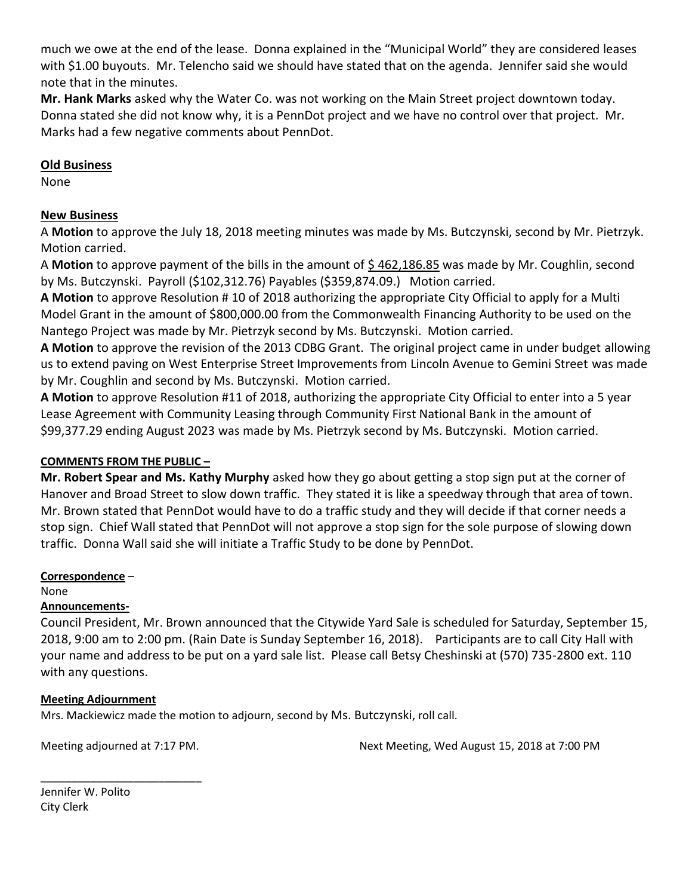much we owe at the end of the lease. Donna explained in the "Municipal World" they are considered leases with $1.00 buyouts. Mr. Telencho said we should have stated that on the agenda. Jennifer said she would note that in the minutes.

**Mr. Hank Marks** asked why the Water Co. was not working on the Main Street project downtown today. Donna stated she did not know why, it is a PennDot project and we have no control over that project. Mr. Marks had a few negative comments about PennDot.

**Old Business**

None

**New Business**

A **Motion** to approve the July 18, 2018 meeting minutes was made by Ms. Butczynski, second by Mr. Pietrzyk. Motion carried.

A **Motion** to approve payment of the bills in the amount of $ 462,186.85 was made by Mr. Coughlin, second by Ms. Butczynski. Payroll ($102,312.76) Payables ($359,874.09.) Motion carried.

**A Motion** to approve Resolution # 10 of 2018 authorizing the appropriate City Official to apply for a Multi Model Grant in the amount of $800,000.00 from the Commonwealth Financing Authority to be used on the Nantego Project was made by Mr. Pietrzyk second by Ms. Butczynski. Motion carried.

**A Motion** to approve the revision of the 2013 CDBG Grant. The original project came in under budget allowing us to extend paving on West Enterprise Street Improvements from Lincoln Avenue to Gemini Street was made by Mr. Coughlin and second by Ms. Butczynski. Motion carried.

**A Motion** to approve Resolution #11 of 2018, authorizing the appropriate City Official to enter into a 5 year Lease Agreement with Community Leasing through Community First National Bank in the amount of $99,377.29 ending August 2023 was made by Ms. Pietrzyk second by Ms. Butczynski. Motion carried.

**COMMENTS FROM THE PUBLIC –**

**Mr. Robert Spear and Ms. Kathy Murphy** asked how they go about getting a stop sign put at the corner of Hanover and Broad Street to slow down traffic. They stated it is like a speedway through that area of town. Mr. Brown stated that PennDot would have to do a traffic study and they will decide if that corner needs a stop sign. Chief Wall stated that PennDot will not approve a stop sign for the sole purpose of slowing down traffic. Donna Wall said she will initiate a Traffic Study to be done by PennDot.

**Correspondence** –

None

**Announcements-**

Council President, Mr. Brown announced that the Citywide Yard Sale is scheduled for Saturday, September 15, 2018, 9:00 am to 2:00 pm. (Rain Date is Sunday September 16, 2018). Participants are to call City Hall with your name and address to be put on a yard sale list. Please call Betsy Cheshinski at (570) 735-2800 ext. 110 with any questions.

**Meeting Adjournment**

Mrs. Mackiewicz made the motion to adjourn, second by Ms. Butczynski, roll call.

Meeting adjourned at 7:17 PM. Next Meeting, Wed August 15, 2018 at 7:00 PM

\_\_\_\_\_\_\_\_\_\_\_\_\_\_\_\_\_\_\_\_\_\_\_\_\_\_

Jennifer W. Polito
City Clerk